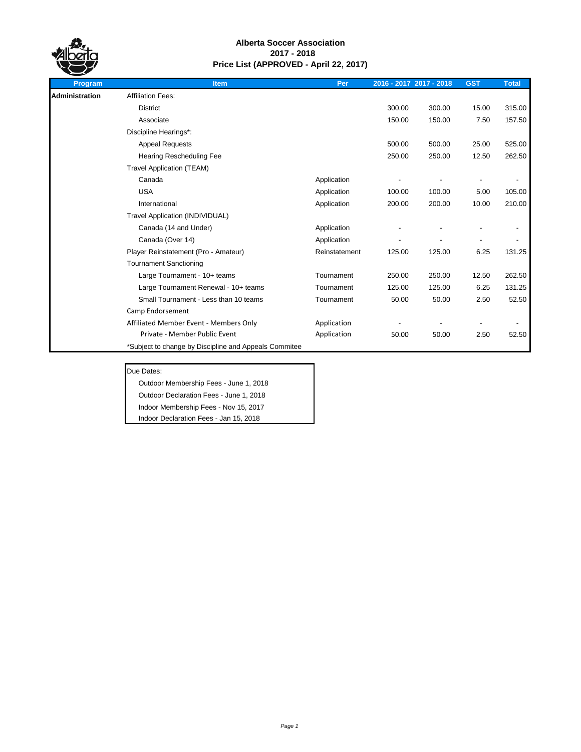# Alberta Soccer Association
## 2017 - 2018
## Price List (APPROVED - April 22, 2017)

| Program | Item | Per | 2016 - 2017 | 2017 - 2018 | GST | Total |
|---|---|---|---|---|---|---|
| **Administration** | Affiliation Fees: | | | | | |
| | District | | 300.00 | 300.00 | 15.00 | 315.00 |
| | Associate | | 150.00 | 150.00 | 7.50 | 157.50 |
| | Discipline Hearings*: | | | | | |
| | Appeal Requests | | 500.00 | 500.00 | 25.00 | 525.00 |
| | Hearing Rescheduling Fee | | 250.00 | 250.00 | 12.50 | 262.50 |
| | Travel Application (TEAM) | | | | | |
| | Canada | Application | - | - | - | - |
| | USA | Application | 100.00 | 100.00 | 5.00 | 105.00 |
| | International | Application | 200.00 | 200.00 | 10.00 | 210.00 |
| | Travel Application (INDIVIDUAL) | | | | | |
| | Canada (14 and Under) | Application | - | - | - | - |
| | Canada (Over 14) | Application | - | - | - | - |
| | Player Reinstatement (Pro - Amateur) | Reinstatement | 125.00 | 125.00 | 6.25 | 131.25 |
| | Tournament Sanctioning | | | | | |
| | Large Tournament - 10+ teams | Tournament | 250.00 | 250.00 | 12.50 | 262.50 |
| | Large Tournament Renewal - 10+ teams | Tournament | 125.00 | 125.00 | 6.25 | 131.25 |
| | Small Tournament - Less than 10 teams | Tournament | 50.00 | 50.00 | 2.50 | 52.50 |
| | Camp Endorsement | | | | | |
| | Affiliated Member Event - Members Only | Application | - | - | - | - |
| | Private - Member Public Event | Application | 50.00 | 50.00 | 2.50 | 52.50 |
| | *Subject to change by Discipline and Appeals Commitee | | | | | |

Due Dates:

- Outdoor Membership Fees - June 1, 2018
- Outdoor Declaration Fees - June 1, 2018
- Indoor Membership Fees - Nov 15, 2017
- Indoor Declaration Fees - Jan 15, 2018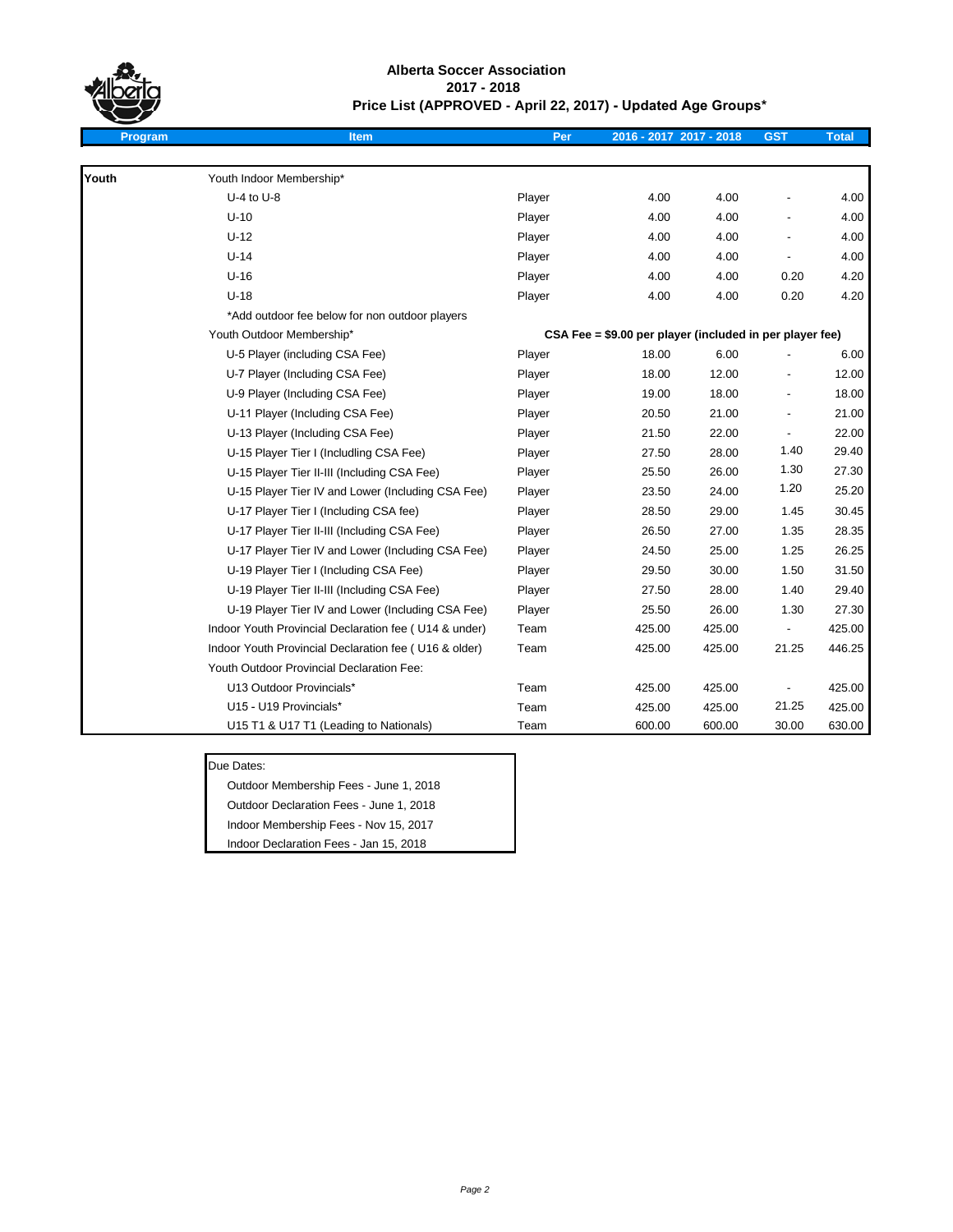# Alberta Soccer Association
## 2017 - 2018
## Price List (APPROVED - April 22, 2017) - Updated Age Groups*

| Program | Item | Per | 2016 - 2017 | 2017 - 2018 | GST | Total |
|---|---|---|---|---|---|---|
| **Youth** | Youth Indoor Membership* | | | | | |
| | U-4 to U-8 | Player | 4.00 | 4.00 | - | 4.00 |
| | U-10 | Player | 4.00 | 4.00 | - | 4.00 |
| | U-12 | Player | 4.00 | 4.00 | - | 4.00 |
| | U-14 | Player | 4.00 | 4.00 | - | 4.00 |
| | U-16 | Player | 4.00 | 4.00 | 0.20 | 4.20 |
| | U-18 | Player | 4.00 | 4.00 | 0.20 | 4.20 |
| | *Add outdoor fee below for non outdoor players | | | | | |
| | Youth Outdoor Membership* | **CSA Fee = $9.00 per player (included in per player fee)** | | | | |
| | U-5 Player (including CSA Fee) | Player | 18.00 | 6.00 | - | 6.00 |
| | U-7 Player (Including CSA Fee) | Player | 18.00 | 12.00 | - | 12.00 |
| | U-9 Player (Including CSA Fee) | Player | 19.00 | 18.00 | - | 18.00 |
| | U-11 Player (Including CSA Fee) | Player | 20.50 | 21.00 | - | 21.00 |
| | U-13 Player (Including CSA Fee) | Player | 21.50 | 22.00 | - | 22.00 |
| | U-15 Player Tier I (Includling CSA Fee) | Player | 27.50 | 28.00 | 1.40 | 29.40 |
| | U-15 Player Tier II-III (Including CSA Fee) | Player | 25.50 | 26.00 | 1.30 | 27.30 |
| | U-15 Player Tier IV and Lower (Including CSA Fee) | Player | 23.50 | 24.00 | 1.20 | 25.20 |
| | U-17 Player Tier I (Including CSA fee) | Player | 28.50 | 29.00 | 1.45 | 30.45 |
| | U-17 Player Tier II-III (Including CSA Fee) | Player | 26.50 | 27.00 | 1.35 | 28.35 |
| | U-17 Player Tier IV and Lower (Including CSA Fee) | Player | 24.50 | 25.00 | 1.25 | 26.25 |
| | U-19 Player Tier I (Including CSA Fee) | Player | 29.50 | 30.00 | 1.50 | 31.50 |
| | U-19 Player Tier II-III (Including CSA Fee) | Player | 27.50 | 28.00 | 1.40 | 29.40 |
| | U-19 Player Tier IV and Lower (Including CSA Fee) | Player | 25.50 | 26.00 | 1.30 | 27.30 |
| | Indoor Youth Provincial Declaration fee ( U14 & under) | Team | 425.00 | 425.00 | - | 425.00 |
| | Indoor Youth Provincial Declaration fee ( U16 & older) | Team | 425.00 | 425.00 | 21.25 | 446.25 |
| | Youth Outdoor Provincial Declaration Fee: | | | | | |
| | U13 Outdoor Provincials* | Team | 425.00 | 425.00 | - | 425.00 |
| | U15 - U19 Provincials* | Team | 425.00 | 425.00 | 21.25 | 425.00 |
| | U15 T1 & U17 T1 (Leading to Nationals) | Team | 600.00 | 600.00 | 30.00 | 630.00 |

Due Dates:

- Outdoor Membership Fees - June 1, 2018
- Outdoor Declaration Fees - June 1, 2018
- Indoor Membership Fees - Nov 15, 2017
- Indoor Declaration Fees - Jan 15, 2018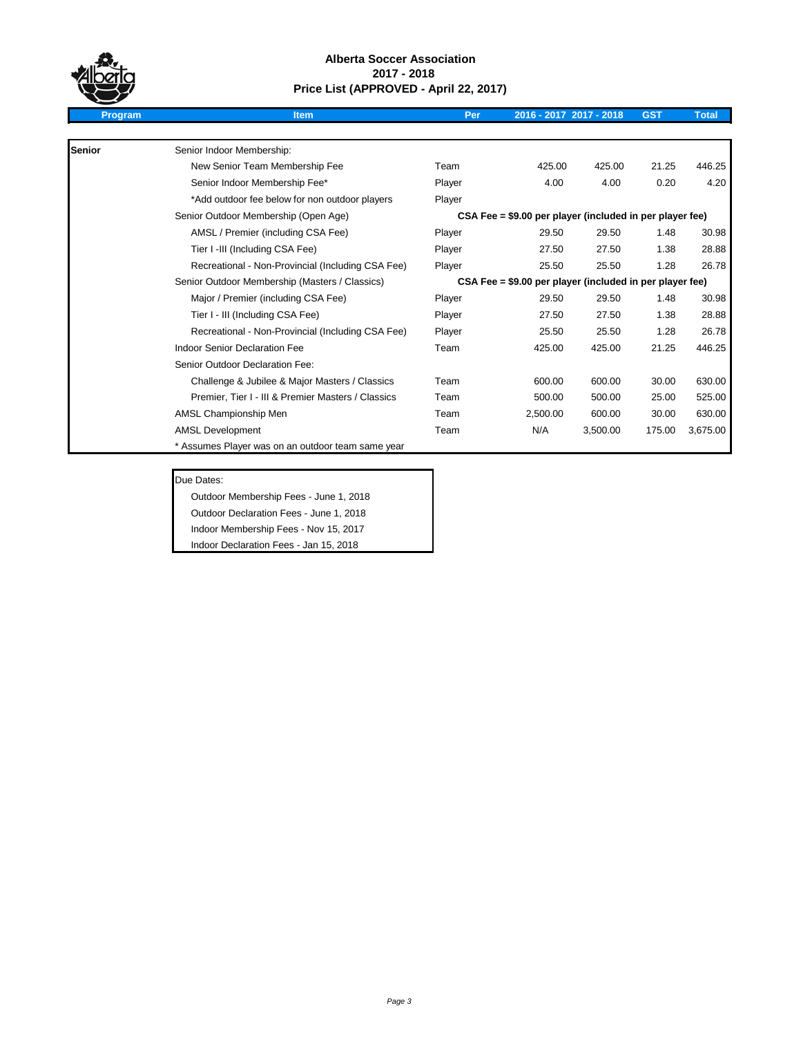**Alberta Soccer Association**
**2017 - 2018**
**Price List (APPROVED - April 22, 2017)**

| Program | Item | Per | 2016 - 2017 | 2017 - 2018 | GST | Total |
|---|---|---|---|---|---|---|
| **Senior** | Senior Indoor Membership: | | | | | |
| | New Senior Team Membership Fee | Team | 425.00 | 425.00 | 21.25 | 446.25 |
| | Senior Indoor Membership Fee* | Player | 4.00 | 4.00 | 0.20 | 4.20 |
| | *Add outdoor fee below for non outdoor players | Player | | | | |
| | Senior Outdoor Membership (Open Age) | **CSA Fee = $9.00 per player (included in per player fee)** | | | | |
| | AMSL / Premier (including CSA Fee) | Player | 29.50 | 29.50 | 1.48 | 30.98 |
| | Tier I -III (Including CSA Fee) | Player | 27.50 | 27.50 | 1.38 | 28.88 |
| | Recreational - Non-Provincial (Including CSA Fee) | Player | 25.50 | 25.50 | 1.28 | 26.78 |
| | Senior Outdoor Membership (Masters / Classics) | **CSA Fee = $9.00 per player (included in per player fee)** | | | | |
| | Major / Premier (including CSA Fee) | Player | 29.50 | 29.50 | 1.48 | 30.98 |
| | Tier I - III (Including CSA Fee) | Player | 27.50 | 27.50 | 1.38 | 28.88 |
| | Recreational - Non-Provincial (Including CSA Fee) | Player | 25.50 | 25.50 | 1.28 | 26.78 |
| | Indoor Senior Declaration Fee | Team | 425.00 | 425.00 | 21.25 | 446.25 |
| | Senior Outdoor Declaration Fee: | | | | | |
| | Challenge & Jubilee & Major Masters / Classics | Team | 600.00 | 600.00 | 30.00 | 630.00 |
| | Premier, Tier I - III & Premier Masters / Classics | Team | 500.00 | 500.00 | 25.00 | 525.00 |
| | AMSL Championship Men | Team | 2,500.00 | 600.00 | 30.00 | 630.00 |
| | AMSL Development | Team | N/A | 3,500.00 | 175.00 | 3,675.00 |
| | * Assumes Player was on an outdoor team same year | | | | | |

Due Dates:

- Outdoor Membership Fees - June 1, 2018
- Outdoor Declaration Fees - June 1, 2018
- Indoor Membership Fees - Nov 15, 2017
- Indoor Declaration Fees - Jan 15, 2018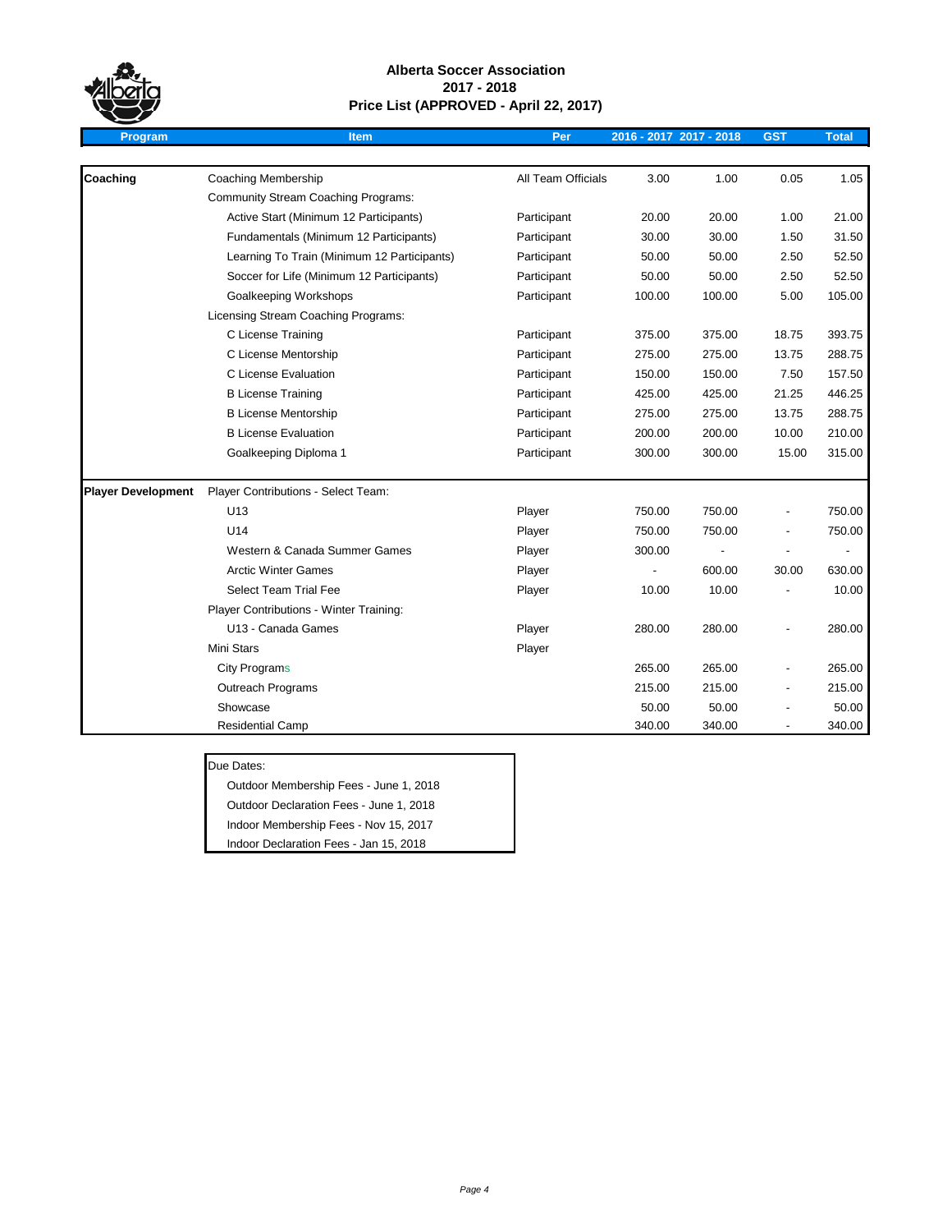**Alberta Soccer Association**
**2017 - 2018**
**Price List (APPROVED - April 22, 2017)**

| Program | Item | Per | 2016 - 2017 | 2017 - 2018 | GST | Total |
|---|---|---|---|---|---|---|
| **Coaching** | Coaching Membership | All Team Officials | 3.00 | 1.00 | 0.05 | 1.05 |
| | Community Stream Coaching Programs: | | | | | |
| | Active Start (Minimum 12 Participants) | Participant | 20.00 | 20.00 | 1.00 | 21.00 |
| | Fundamentals (Minimum 12 Participants) | Participant | 30.00 | 30.00 | 1.50 | 31.50 |
| | Learning To Train (Minimum 12 Participants) | Participant | 50.00 | 50.00 | 2.50 | 52.50 |
| | Soccer for Life (Minimum 12 Participants) | Participant | 50.00 | 50.00 | 2.50 | 52.50 |
| | Goalkeeping Workshops | Participant | 100.00 | 100.00 | 5.00 | 105.00 |
| | Licensing Stream Coaching Programs: | | | | | |
| | C License Training | Participant | 375.00 | 375.00 | 18.75 | 393.75 |
| | C License Mentorship | Participant | 275.00 | 275.00 | 13.75 | 288.75 |
| | C License Evaluation | Participant | 150.00 | 150.00 | 7.50 | 157.50 |
| | B License Training | Participant | 425.00 | 425.00 | 21.25 | 446.25 |
| | B License Mentorship | Participant | 275.00 | 275.00 | 13.75 | 288.75 |
| | B License Evaluation | Participant | 200.00 | 200.00 | 10.00 | 210.00 |
| | Goalkeeping Diploma 1 | Participant | 300.00 | 300.00 | 15.00 | 315.00 |
| **Player Development** | Player Contributions - Select Team: | | | | | |
| | U13 | Player | 750.00 | 750.00 | - | 750.00 |
| | U14 | Player | 750.00 | 750.00 | - | 750.00 |
| | Western & Canada Summer Games | Player | 300.00 | - | - | - |
| | Arctic Winter Games | Player | - | 600.00 | 30.00 | 630.00 |
| | Select Team Trial Fee | Player | 10.00 | 10.00 | - | 10.00 |
| | Player Contributions - Winter Training: | | | | | |
| | U13 - Canada Games | Player | 280.00 | 280.00 | - | 280.00 |
| | Mini Stars | Player | | | | |
| | City Programs | | 265.00 | 265.00 | - | 265.00 |
| | Outreach Programs | | 215.00 | 215.00 | - | 215.00 |
| | Showcase | | 50.00 | 50.00 | - | 50.00 |
| | Residential Camp | | 340.00 | 340.00 | - | 340.00 |

Due Dates:

- Outdoor Membership Fees - June 1, 2018
- Outdoor Declaration Fees - June 1, 2018
- Indoor Membership Fees - Nov 15, 2017
- Indoor Declaration Fees - Jan 15, 2018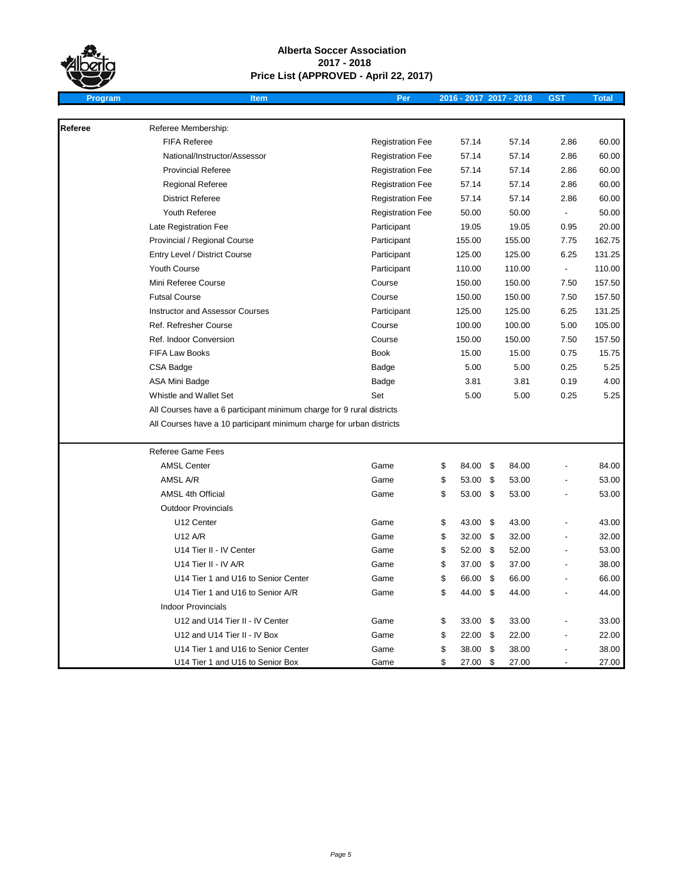**Alberta Soccer Association**
**2017 - 2018**
**Price List (APPROVED - April 22, 2017)**

| Program | Item | Per | 2016 - 2017 | 2017 - 2018 | GST | Total |
|---|---|---|---|---|---|---|
| **Referee** | Referee Membership: | | | | | |
| | FIFA Referee | Registration Fee | 57.14 | 57.14 | 2.86 | 60.00 |
| | National/Instructor/Assessor | Registration Fee | 57.14 | 57.14 | 2.86 | 60.00 |
| | Provincial Referee | Registration Fee | 57.14 | 57.14 | 2.86 | 60.00 |
| | Regional Referee | Registration Fee | 57.14 | 57.14 | 2.86 | 60.00 |
| | District Referee | Registration Fee | 57.14 | 57.14 | 2.86 | 60.00 |
| | Youth Referee | Registration Fee | 50.00 | 50.00 | - | 50.00 |
| | Late Registration Fee | Participant | 19.05 | 19.05 | 0.95 | 20.00 |
| | Provincial / Regional Course | Participant | 155.00 | 155.00 | 7.75 | 162.75 |
| | Entry Level / District Course | Participant | 125.00 | 125.00 | 6.25 | 131.25 |
| | Youth Course | Participant | 110.00 | 110.00 | - | 110.00 |
| | Mini Referee Course | Course | 150.00 | 150.00 | 7.50 | 157.50 |
| | Futsal Course | Course | 150.00 | 150.00 | 7.50 | 157.50 |
| | Instructor and Assessor Courses | Participant | 125.00 | 125.00 | 6.25 | 131.25 |
| | Ref. Refresher Course | Course | 100.00 | 100.00 | 5.00 | 105.00 |
| | Ref. Indoor Conversion | Course | 150.00 | 150.00 | 7.50 | 157.50 |
| | FIFA Law Books | Book | 15.00 | 15.00 | 0.75 | 15.75 |
| | CSA Badge | Badge | 5.00 | 5.00 | 0.25 | 5.25 |
| | ASA Mini Badge | Badge | 3.81 | 3.81 | 0.19 | 4.00 |
| | Whistle and Wallet Set | Set | 5.00 | 5.00 | 0.25 | 5.25 |
| | All Courses have a 6 participant minimum charge for 9 rural districts | | | | | |
| | All Courses have a 10 participant minimum charge for urban districts | | | | | |
| | Referee Game Fees | | | | | |
| | AMSL Center | Game | $ 84.00 | $ 84.00 | - | 84.00 |
| | AMSL A/R | Game | $ 53.00 | $ 53.00 | - | 53.00 |
| | AMSL 4th Official | Game | $ 53.00 | $ 53.00 | - | 53.00 |
| | Outdoor Provincials | | | | | |
| | U12 Center | Game | $ 43.00 | $ 43.00 | - | 43.00 |
| | U12 A/R | Game | $ 32.00 | $ 32.00 | - | 32.00 |
| | U14 Tier II - IV Center | Game | $ 52.00 | $ 52.00 | - | 53.00 |
| | U14 Tier II - IV A/R | Game | $ 37.00 | $ 37.00 | - | 38.00 |
| | U14 Tier 1 and U16 to Senior Center | Game | $ 66.00 | $ 66.00 | - | 66.00 |
| | U14 Tier 1 and U16 to Senior A/R | Game | $ 44.00 | $ 44.00 | - | 44.00 |
| | Indoor Provincials | | | | | |
| | U12 and U14 Tier II - IV Center | Game | $ 33.00 | $ 33.00 | - | 33.00 |
| | U12 and U14 Tier II - IV Box | Game | $ 22.00 | $ 22.00 | - | 22.00 |
| | U14 Tier 1 and U16 to Senior Center | Game | $ 38.00 | $ 38.00 | - | 38.00 |
| | U14 Tier 1 and U16 to Senior Box | Game | $ 27.00 | $ 27.00 | - | 27.00 |